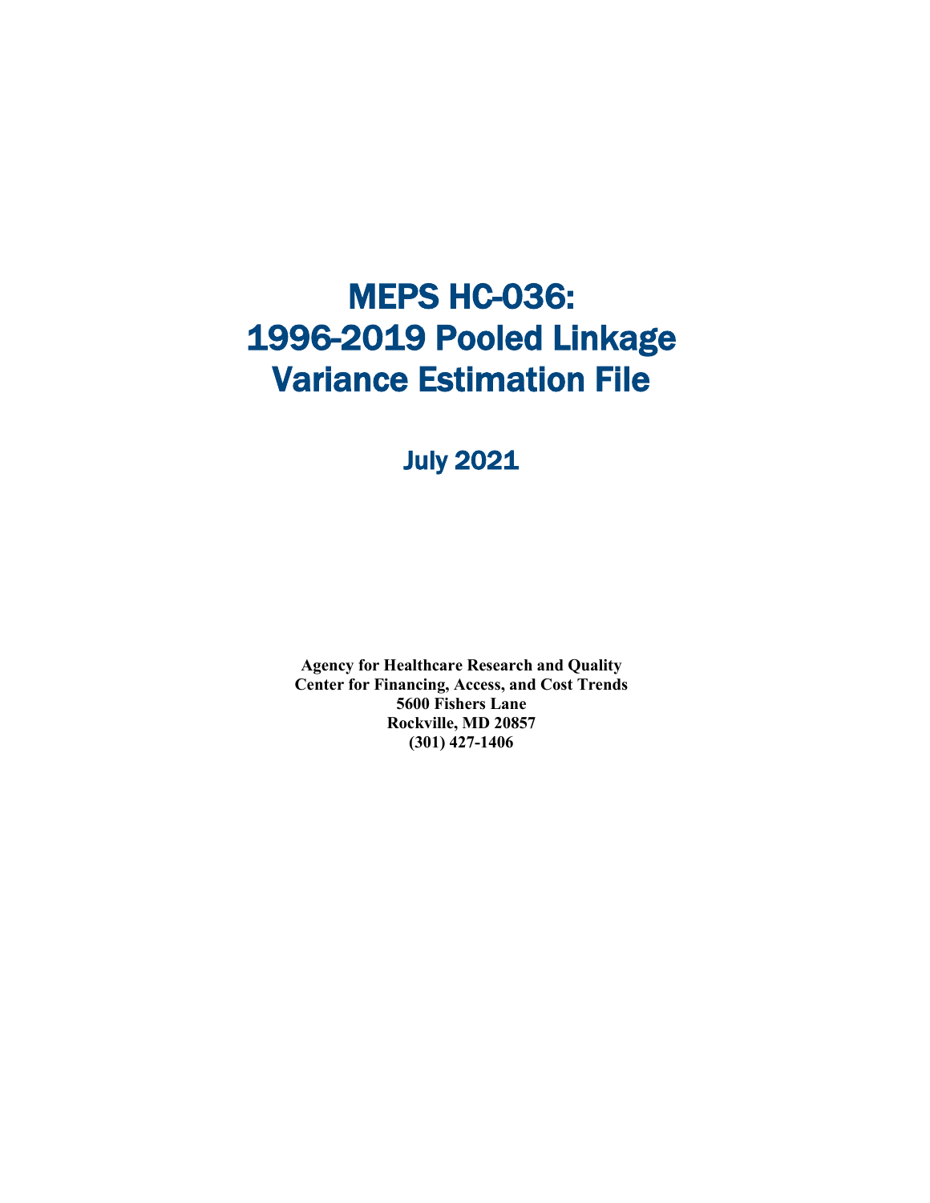# MEPS HC-036: 1996-2019 Pooled Linkage Variance Estimation File

## July 2021

**Agency for Healthcare Research and Quality**
**Center for Financing, Access, and Cost Trends**
**5600 Fishers Lane**
**Rockville, MD 20857**
**(301) 427-1406**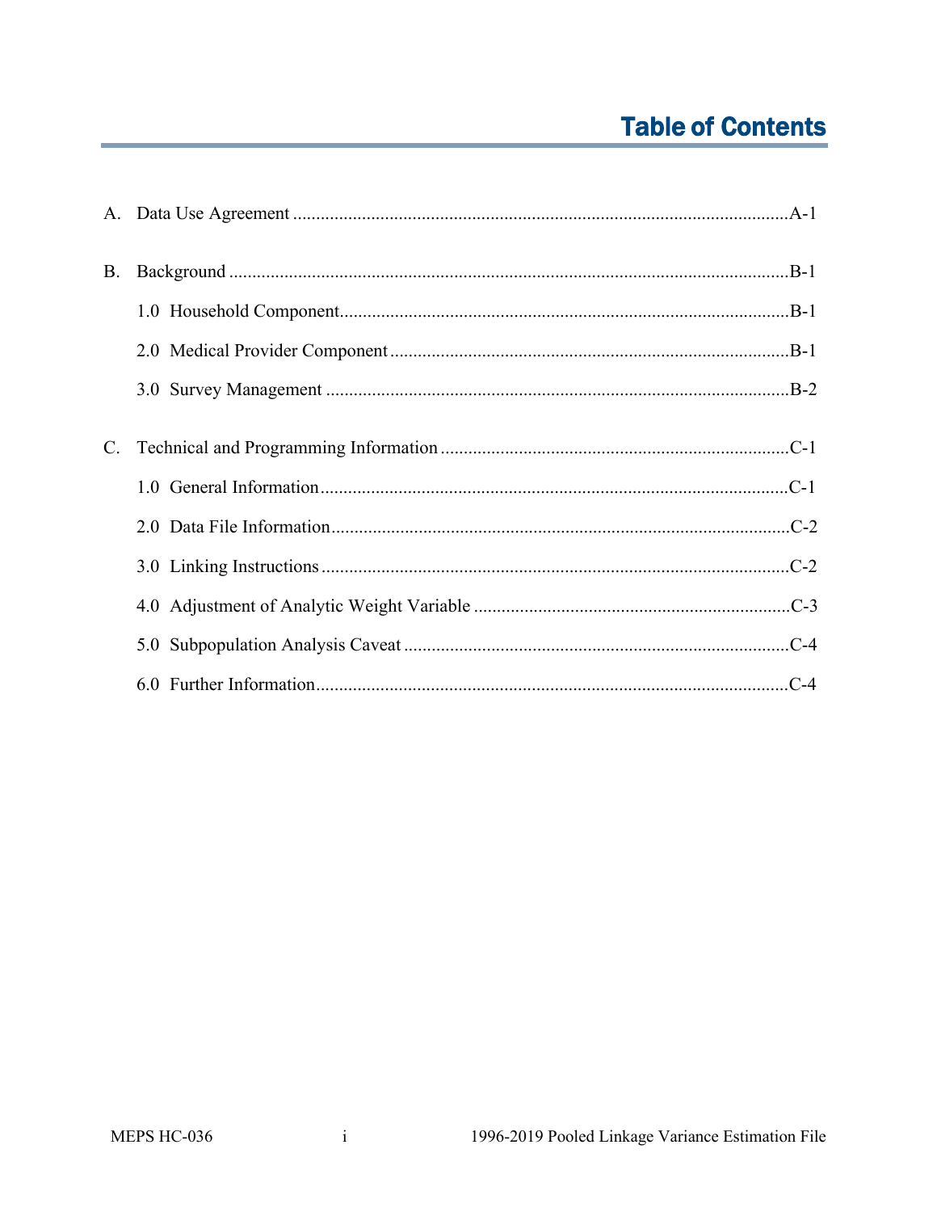# Table of Contents

A. Data Use Agreement ............................................................................................................A-1

B. Background .........................................................................................................................B-1

1.0 Household Component.................................................................................................B-1

2.0 Medical Provider Component ......................................................................................B-1

3.0 Survey Management ....................................................................................................B-2

C. Technical and Programming Information ...........................................................................C-1

1.0 General Information.....................................................................................................C-1

2.0 Data File Information...................................................................................................C-2

3.0 Linking Instructions .....................................................................................................C-2

4.0 Adjustment of Analytic Weight Variable ....................................................................C-3

5.0 Subpopulation Analysis Caveat ...................................................................................C-4

6.0 Further Information......................................................................................................C-4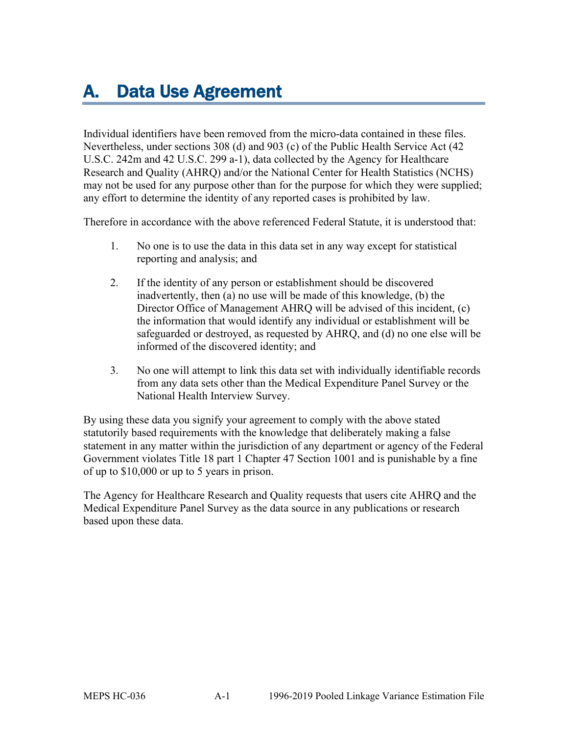# A. Data Use Agreement

Individual identifiers have been removed from the micro-data contained in these files. Nevertheless, under sections 308 (d) and 903 (c) of the Public Health Service Act (42 U.S.C. 242m and 42 U.S.C. 299 a-1), data collected by the Agency for Healthcare Research and Quality (AHRQ) and/or the National Center for Health Statistics (NCHS) may not be used for any purpose other than for the purpose for which they were supplied; any effort to determine the identity of any reported cases is prohibited by law.

Therefore in accordance with the above referenced Federal Statute, it is understood that:

1. No one is to use the data in this data set in any way except for statistical reporting and analysis; and

2. If the identity of any person or establishment should be discovered inadvertently, then (a) no use will be made of this knowledge, (b) the Director Office of Management AHRQ will be advised of this incident, (c) the information that would identify any individual or establishment will be safeguarded or destroyed, as requested by AHRQ, and (d) no one else will be informed of the discovered identity; and

3. No one will attempt to link this data set with individually identifiable records from any data sets other than the Medical Expenditure Panel Survey or the National Health Interview Survey.

By using these data you signify your agreement to comply with the above stated statutorily based requirements with the knowledge that deliberately making a false statement in any matter within the jurisdiction of any department or agency of the Federal Government violates Title 18 part 1 Chapter 47 Section 1001 and is punishable by a fine of up to $10,000 or up to 5 years in prison.

The Agency for Healthcare Research and Quality requests that users cite AHRQ and the Medical Expenditure Panel Survey as the data source in any publications or research based upon these data.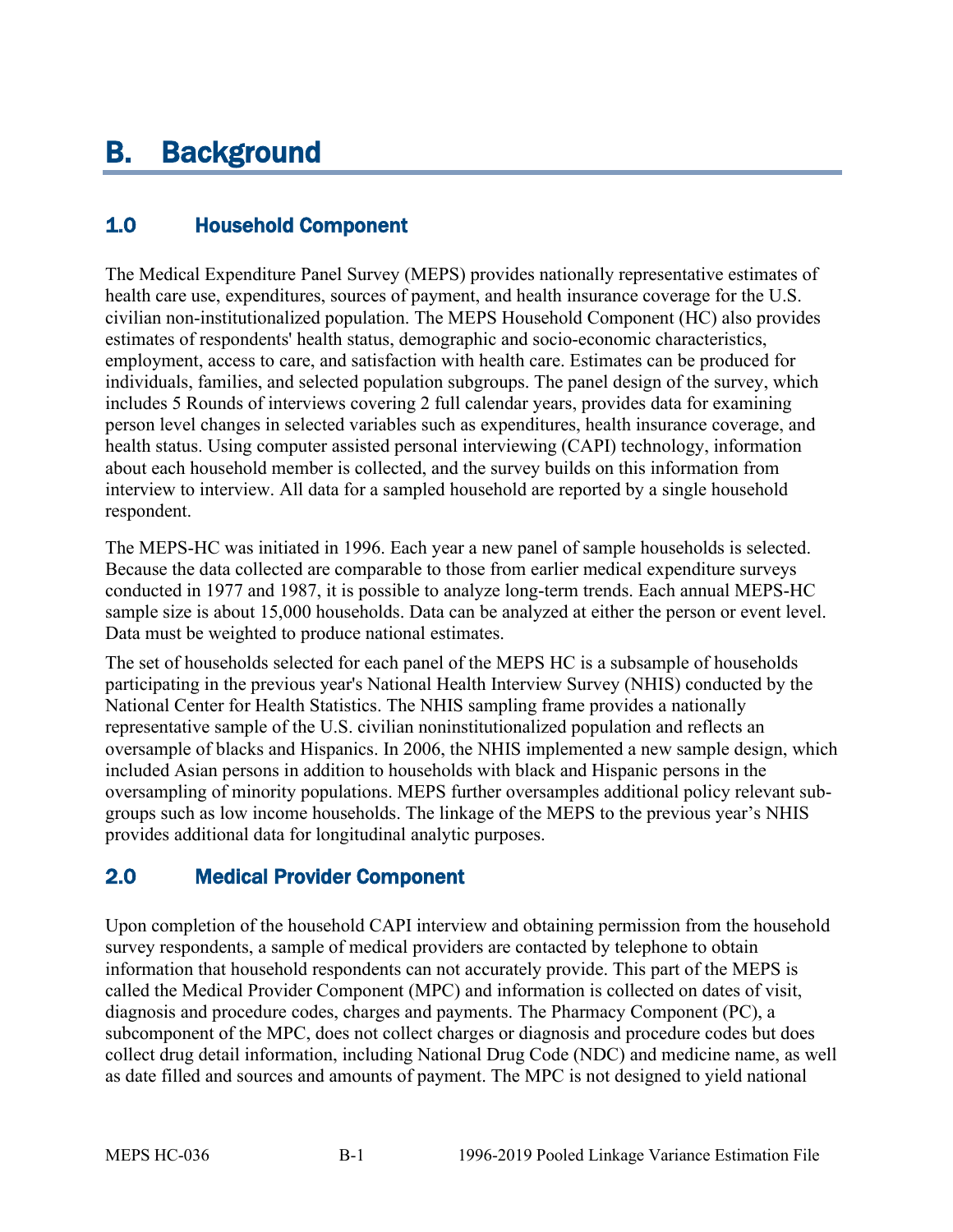# B. Background

## 1.0 Household Component

The Medical Expenditure Panel Survey (MEPS) provides nationally representative estimates of health care use, expenditures, sources of payment, and health insurance coverage for the U.S. civilian non-institutionalized population. The MEPS Household Component (HC) also provides estimates of respondents' health status, demographic and socio-economic characteristics, employment, access to care, and satisfaction with health care. Estimates can be produced for individuals, families, and selected population subgroups. The panel design of the survey, which includes 5 Rounds of interviews covering 2 full calendar years, provides data for examining person level changes in selected variables such as expenditures, health insurance coverage, and health status. Using computer assisted personal interviewing (CAPI) technology, information about each household member is collected, and the survey builds on this information from interview to interview. All data for a sampled household are reported by a single household respondent.

The MEPS-HC was initiated in 1996. Each year a new panel of sample households is selected. Because the data collected are comparable to those from earlier medical expenditure surveys conducted in 1977 and 1987, it is possible to analyze long-term trends. Each annual MEPS-HC sample size is about 15,000 households. Data can be analyzed at either the person or event level. Data must be weighted to produce national estimates.

The set of households selected for each panel of the MEPS HC is a subsample of households participating in the previous year's National Health Interview Survey (NHIS) conducted by the National Center for Health Statistics. The NHIS sampling frame provides a nationally representative sample of the U.S. civilian noninstitutionalized population and reflects an oversample of blacks and Hispanics. In 2006, the NHIS implemented a new sample design, which included Asian persons in addition to households with black and Hispanic persons in the oversampling of minority populations. MEPS further oversamples additional policy relevant sub-groups such as low income households. The linkage of the MEPS to the previous year's NHIS provides additional data for longitudinal analytic purposes.

## 2.0 Medical Provider Component

Upon completion of the household CAPI interview and obtaining permission from the household survey respondents, a sample of medical providers are contacted by telephone to obtain information that household respondents can not accurately provide. This part of the MEPS is called the Medical Provider Component (MPC) and information is collected on dates of visit, diagnosis and procedure codes, charges and payments. The Pharmacy Component (PC), a subcomponent of the MPC, does not collect charges or diagnosis and procedure codes but does collect drug detail information, including National Drug Code (NDC) and medicine name, as well as date filled and sources and amounts of payment. The MPC is not designed to yield national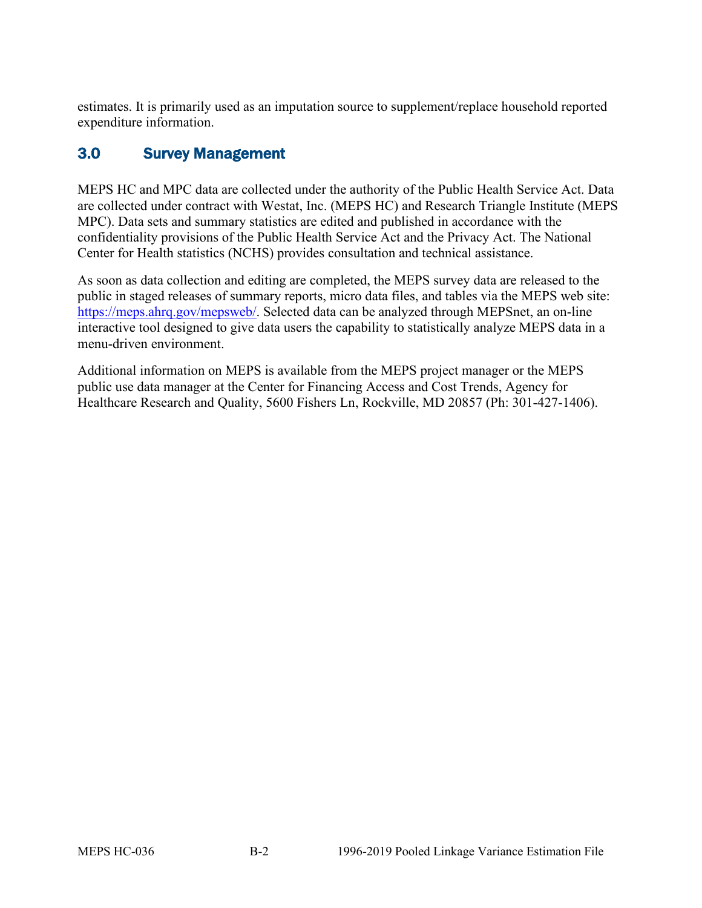estimates. It is primarily used as an imputation source to supplement/replace household reported expenditure information.

## 3.0 Survey Management

MEPS HC and MPC data are collected under the authority of the Public Health Service Act. Data are collected under contract with Westat, Inc. (MEPS HC) and Research Triangle Institute (MEPS MPC). Data sets and summary statistics are edited and published in accordance with the confidentiality provisions of the Public Health Service Act and the Privacy Act. The National Center for Health statistics (NCHS) provides consultation and technical assistance.

As soon as data collection and editing are completed, the MEPS survey data are released to the public in staged releases of summary reports, micro data files, and tables via the MEPS web site: https://meps.ahrq.gov/mepsweb/. Selected data can be analyzed through MEPSnet, an on-line interactive tool designed to give data users the capability to statistically analyze MEPS data in a menu-driven environment.

Additional information on MEPS is available from the MEPS project manager or the MEPS public use data manager at the Center for Financing Access and Cost Trends, Agency for Healthcare Research and Quality, 5600 Fishers Ln, Rockville, MD 20857 (Ph: 301-427-1406).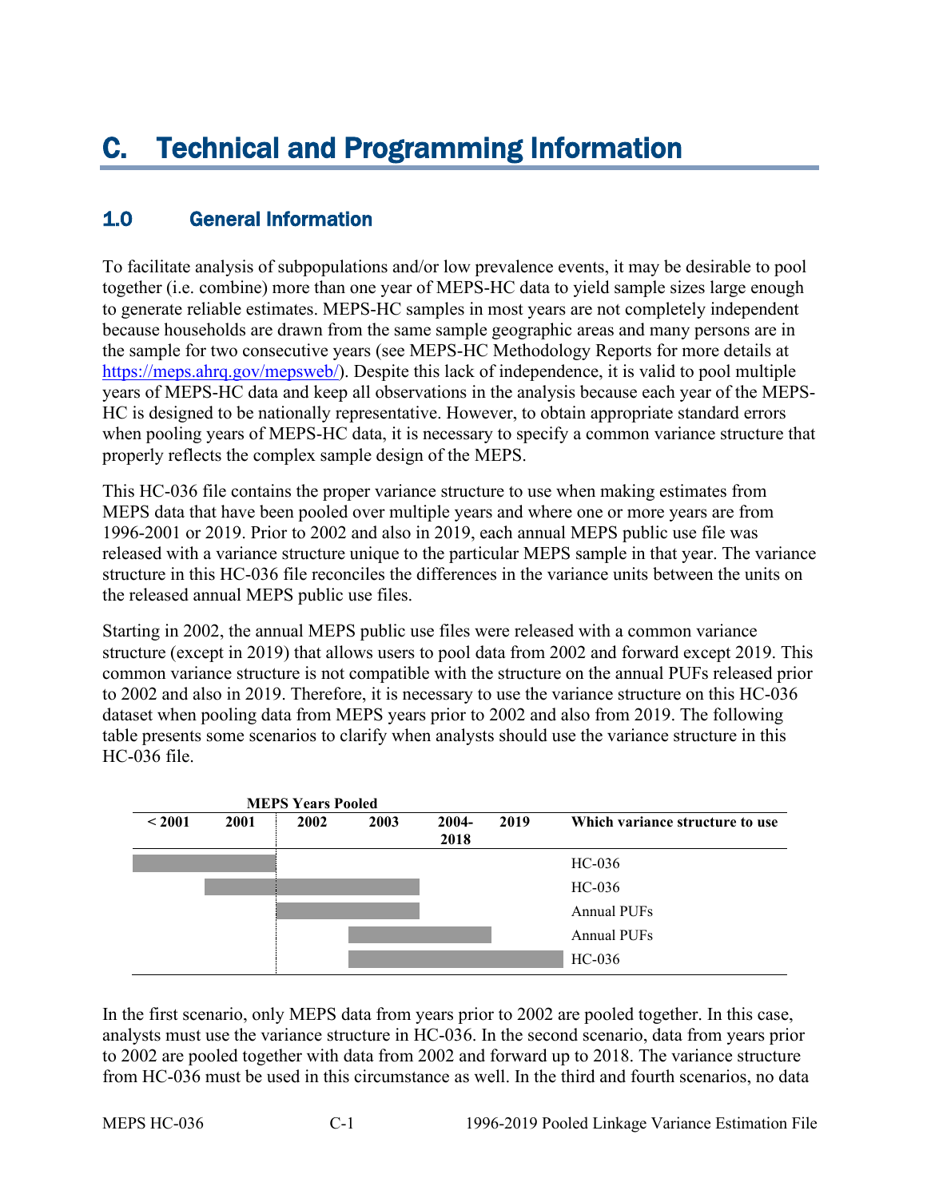# C. Technical and Programming Information

## 1.0 General Information

To facilitate analysis of subpopulations and/or low prevalence events, it may be desirable to pool together (i.e. combine) more than one year of MEPS-HC data to yield sample sizes large enough to generate reliable estimates. MEPS-HC samples in most years are not completely independent because households are drawn from the same sample geographic areas and many persons are in the sample for two consecutive years (see MEPS-HC Methodology Reports for more details at https://meps.ahrq.gov/mepsweb/). Despite this lack of independence, it is valid to pool multiple years of MEPS-HC data and keep all observations in the analysis because each year of the MEPS-HC is designed to be nationally representative. However, to obtain appropriate standard errors when pooling years of MEPS-HC data, it is necessary to specify a common variance structure that properly reflects the complex sample design of the MEPS.

This HC-036 file contains the proper variance structure to use when making estimates from MEPS data that have been pooled over multiple years and where one or more years are from 1996-2001 or 2019. Prior to 2002 and also in 2019, each annual MEPS public use file was released with a variance structure unique to the particular MEPS sample in that year. The variance structure in this HC-036 file reconciles the differences in the variance units between the units on the released annual MEPS public use files.

Starting in 2002, the annual MEPS public use files were released with a common variance structure (except in 2019) that allows users to pool data from 2002 and forward except 2019. This common variance structure is not compatible with the structure on the annual PUFs released prior to 2002 and also in 2019. Therefore, it is necessary to use the variance structure on this HC-036 dataset when pooling data from MEPS years prior to 2002 and also from 2019. The following table presents some scenarios to clarify when analysts should use the variance structure in this HC-036 file.

| MEPS Years Pooled | | | | | | |
|---|---|---|---|---|---|---|
| < 2001 | 2001 | 2002 | 2003 | 2004-2018 | 2019 | Which variance structure to use |
| X | X | | | | | HC-036 |
| | X | X | X | | | HC-036 |
| | | X | X | | | Annual PUFs |
| | | | X | X | | Annual PUFs |
| | | | X | X | X | HC-036 |

In the first scenario, only MEPS data from years prior to 2002 are pooled together. In this case, analysts must use the variance structure in HC-036. In the second scenario, data from years prior to 2002 are pooled together with data from 2002 and forward up to 2018. The variance structure from HC-036 must be used in this circumstance as well. In the third and fourth scenarios, no data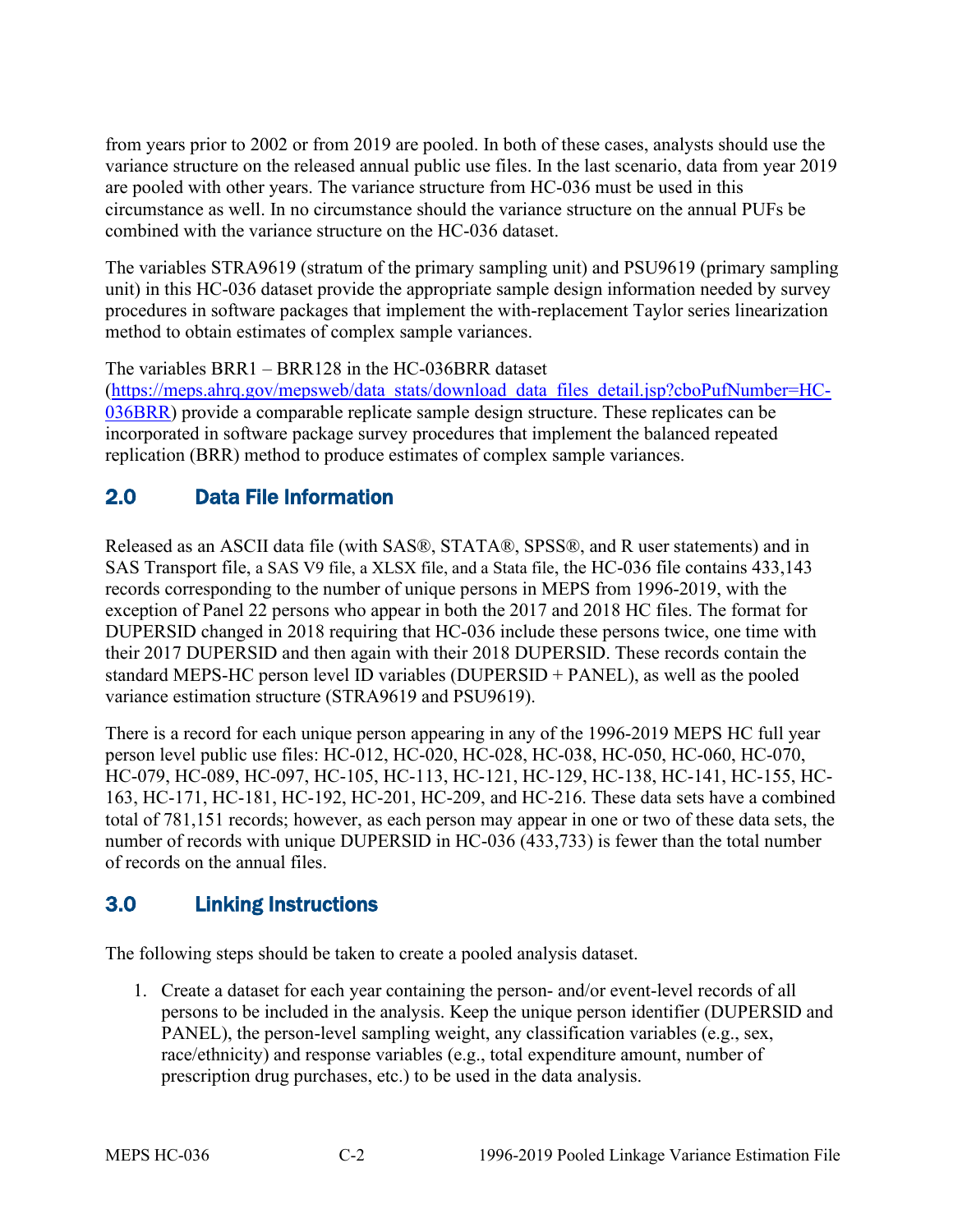from years prior to 2002 or from 2019 are pooled. In both of these cases, analysts should use the variance structure on the released annual public use files. In the last scenario, data from year 2019 are pooled with other years. The variance structure from HC-036 must be used in this circumstance as well. In no circumstance should the variance structure on the annual PUFs be combined with the variance structure on the HC-036 dataset.

The variables STRA9619 (stratum of the primary sampling unit) and PSU9619 (primary sampling unit) in this HC-036 dataset provide the appropriate sample design information needed by survey procedures in software packages that implement the with-replacement Taylor series linearization method to obtain estimates of complex sample variances.

The variables BRR1 – BRR128 in the HC-036BRR dataset ([https://meps.ahrq.gov/mepsweb/data_stats/download_data_files_detail.jsp?cboPufNumber=HC-036BRR](https://meps.ahrq.gov/mepsweb/data_stats/download_data_files_detail.jsp?cboPufNumber=HC-036BRR)) provide a comparable replicate sample design structure. These replicates can be incorporated in software package survey procedures that implement the balanced repeated replication (BRR) method to produce estimates of complex sample variances.

## 2.0 Data File Information

Released as an ASCII data file (with SAS®, STATA®, SPSS®, and R user statements) and in SAS Transport file, a SAS V9 file, a XLSX file, and a Stata file, the HC-036 file contains 433,143 records corresponding to the number of unique persons in MEPS from 1996-2019, with the exception of Panel 22 persons who appear in both the 2017 and 2018 HC files. The format for DUPERSID changed in 2018 requiring that HC-036 include these persons twice, one time with their 2017 DUPERSID and then again with their 2018 DUPERSID. These records contain the standard MEPS-HC person level ID variables (DUPERSID + PANEL), as well as the pooled variance estimation structure (STRA9619 and PSU9619).

There is a record for each unique person appearing in any of the 1996-2019 MEPS HC full year person level public use files: HC-012, HC-020, HC-028, HC-038, HC-050, HC-060, HC-070, HC-079, HC-089, HC-097, HC-105, HC-113, HC-121, HC-129, HC-138, HC-141, HC-155, HC-163, HC-171, HC-181, HC-192, HC-201, HC-209, and HC-216. These data sets have a combined total of 781,151 records; however, as each person may appear in one or two of these data sets, the number of records with unique DUPERSID in HC-036 (433,733) is fewer than the total number of records on the annual files.

## 3.0 Linking Instructions

The following steps should be taken to create a pooled analysis dataset.

1. Create a dataset for each year containing the person- and/or event-level records of all persons to be included in the analysis. Keep the unique person identifier (DUPERSID and PANEL), the person-level sampling weight, any classification variables (e.g., sex, race/ethnicity) and response variables (e.g., total expenditure amount, number of prescription drug purchases, etc.) to be used in the data analysis.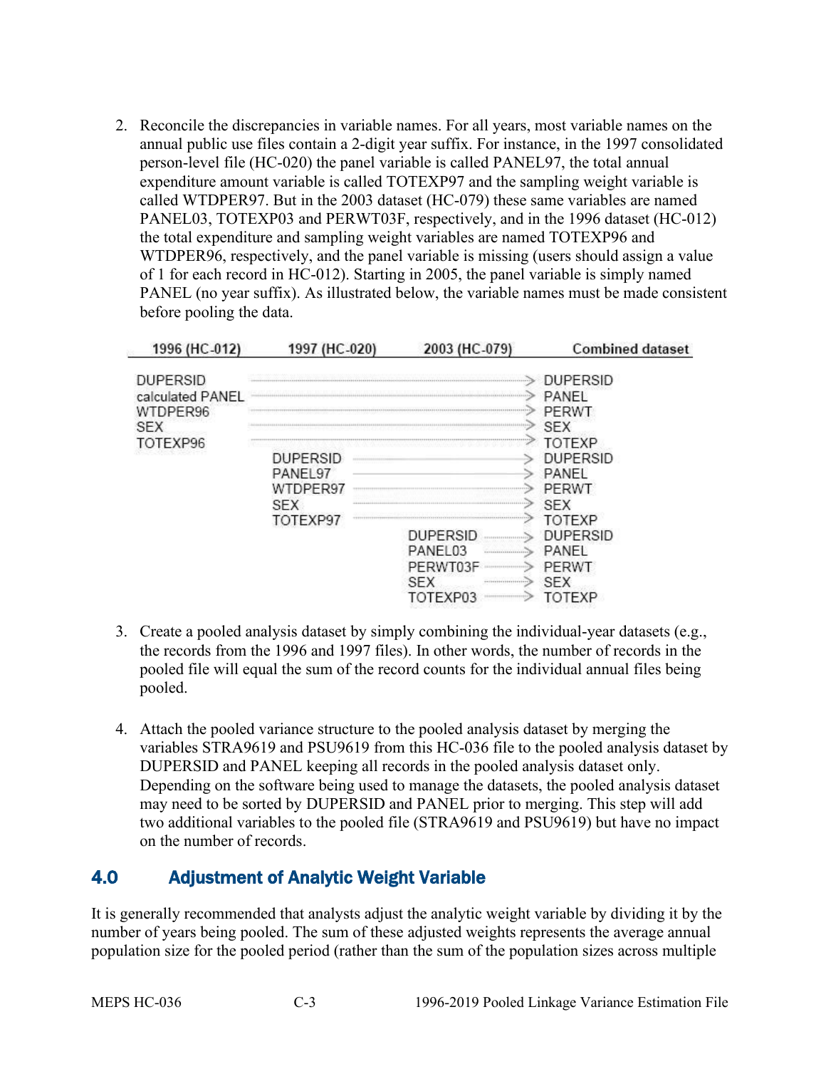2. Reconcile the discrepancies in variable names. For all years, most variable names on the annual public use files contain a 2-digit year suffix. For instance, in the 1997 consolidated person-level file (HC-020) the panel variable is called PANEL97, the total annual expenditure amount variable is called TOTEXP97 and the sampling weight variable is called WTDPER97. But in the 2003 dataset (HC-079) these same variables are named PANEL03, TOTEXP03 and PERWT03F, respectively, and in the 1996 dataset (HC-012) the total expenditure and sampling weight variables are named TOTEXP96 and WTDPER96, respectively, and the panel variable is missing (users should assign a value of 1 for each record in HC-012). Starting in 2005, the panel variable is simply named PANEL (no year suffix). As illustrated below, the variable names must be made consistent before pooling the data.

| 1996 (HC-012) | 1997 (HC-020) | 2003 (HC-079) | Combined dataset |
|---|---|---|---|
| DUPERSID | | | → DUPERSID |
| calculated PANEL | | | → PANEL |
| WTDPER96 | | | → PERWT |
| SEX | | | → SEX |
| TOTEXP96 | | | → TOTEXP |
| | DUPERSID | | → DUPERSID |
| | PANEL97 | | → PANEL |
| | WTDPER97 | | → PERWT |
| | SEX | | → SEX |
| | TOTEXP97 | | → TOTEXP |
| | | DUPERSID | → DUPERSID |
| | | PANEL03 | → PANEL |
| | | PERWT03F | → PERWT |
| | | SEX | → SEX |
| | | TOTEXP03 | → TOTEXP |

3. Create a pooled analysis dataset by simply combining the individual-year datasets (e.g., the records from the 1996 and 1997 files). In other words, the number of records in the pooled file will equal the sum of the record counts for the individual annual files being pooled.

4. Attach the pooled variance structure to the pooled analysis dataset by merging the variables STRA9619 and PSU9619 from this HC-036 file to the pooled analysis dataset by DUPERSID and PANEL keeping all records in the pooled analysis dataset only. Depending on the software being used to manage the datasets, the pooled analysis dataset may need to be sorted by DUPERSID and PANEL prior to merging. This step will add two additional variables to the pooled file (STRA9619 and PSU9619) but have no impact on the number of records.

## 4.0 Adjustment of Analytic Weight Variable

It is generally recommended that analysts adjust the analytic weight variable by dividing it by the number of years being pooled. The sum of these adjusted weights represents the average annual population size for the pooled period (rather than the sum of the population sizes across multiple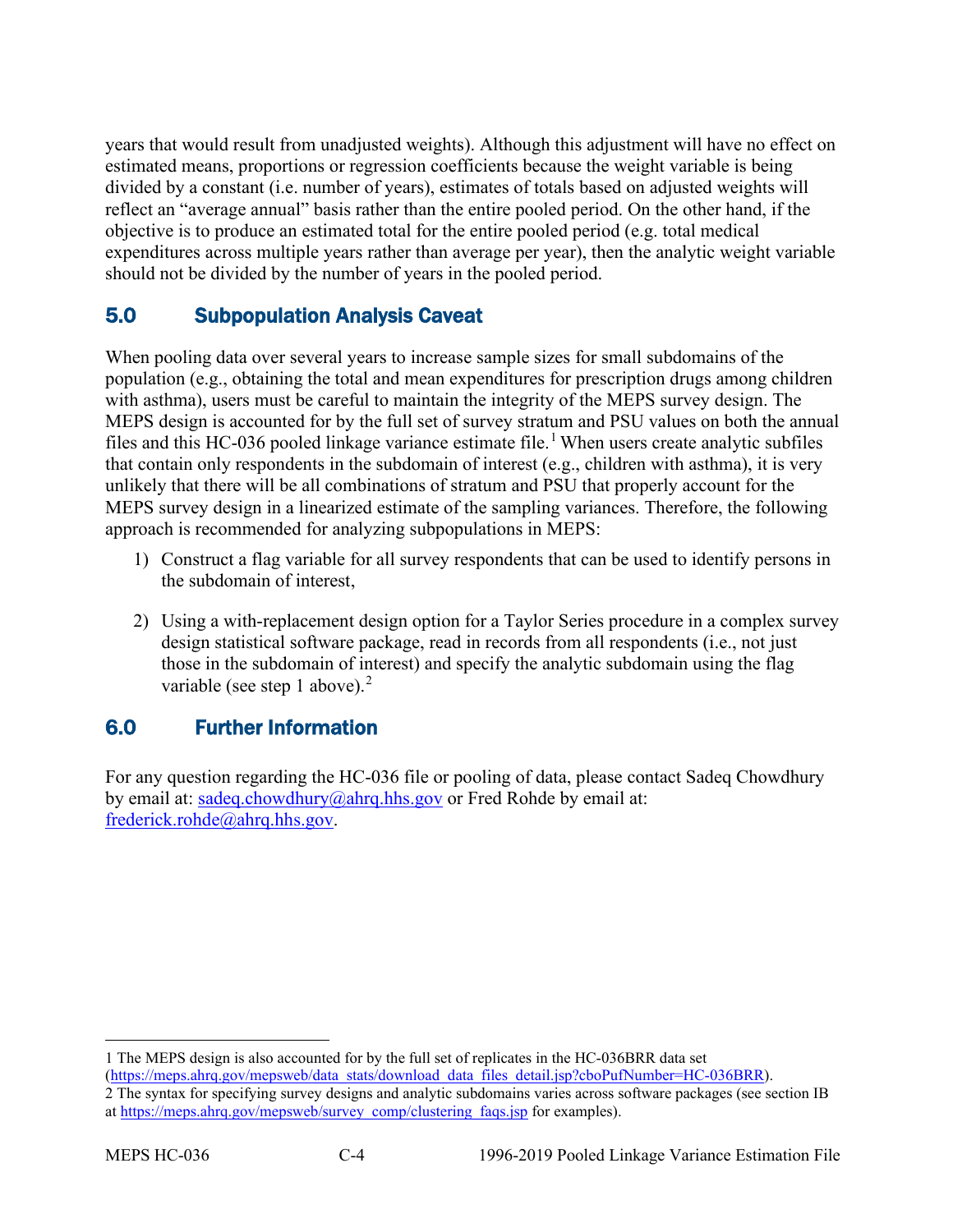years that would result from unadjusted weights). Although this adjustment will have no effect on estimated means, proportions or regression coefficients because the weight variable is being divided by a constant (i.e. number of years), estimates of totals based on adjusted weights will reflect an "average annual" basis rather than the entire pooled period. On the other hand, if the objective is to produce an estimated total for the entire pooled period (e.g. total medical expenditures across multiple years rather than average per year), then the analytic weight variable should not be divided by the number of years in the pooled period.

## 5.0 Subpopulation Analysis Caveat

When pooling data over several years to increase sample sizes for small subdomains of the population (e.g., obtaining the total and mean expenditures for prescription drugs among children with asthma), users must be careful to maintain the integrity of the MEPS survey design. The MEPS design is accounted for by the full set of survey stratum and PSU values on both the annual files and this HC-036 pooled linkage variance estimate file.[1] When users create analytic subfiles that contain only respondents in the subdomain of interest (e.g., children with asthma), it is very unlikely that there will be all combinations of stratum and PSU that properly account for the MEPS survey design in a linearized estimate of the sampling variances. Therefore, the following approach is recommended for analyzing subpopulations in MEPS:

1) Construct a flag variable for all survey respondents that can be used to identify persons in the subdomain of interest,

2) Using a with-replacement design option for a Taylor Series procedure in a complex survey design statistical software package, read in records from all respondents (i.e., not just those in the subdomain of interest) and specify the analytic subdomain using the flag variable (see step 1 above).[2]

## 6.0 Further Information

For any question regarding the HC-036 file or pooling of data, please contact Sadeq Chowdhury by email at: sadeq.chowdhury@ahrq.hhs.gov or Fred Rohde by email at: frederick.rohde@ahrq.hhs.gov.

---

1 The MEPS design is also accounted for by the full set of replicates in the HC-036BRR data set (https://meps.ahrq.gov/mepsweb/data_stats/download_data_files_detail.jsp?cboPufNumber=HC-036BRR).

2 The syntax for specifying survey designs and analytic subdomains varies across software packages (see section IB at https://meps.ahrq.gov/mepsweb/survey_comp/clustering_faqs.jsp for examples).